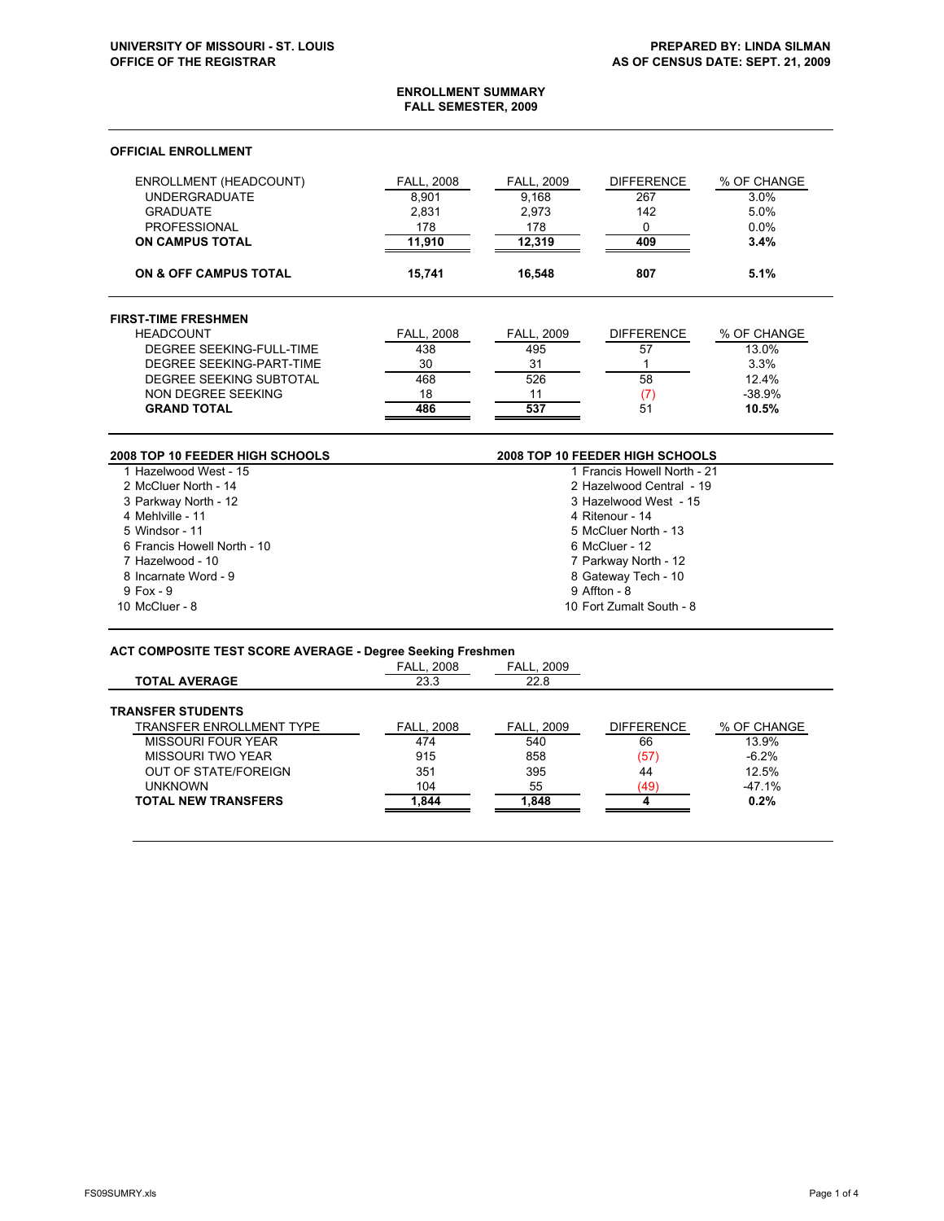UNIVERSITY OF MISSOURI - ST. LOUIS
OFFICE OF THE REGISTRAR

PREPARED BY: LINDA SILMAN
AS OF CENSUS DATE: SEPT. 21, 2009

# ENROLLMENT SUMMARY
## FALL SEMESTER, 2009

### OFFICIAL ENROLLMENT

| ENROLLMENT (HEADCOUNT) | FALL, 2008 | FALL, 2009 | DIFFERENCE | % OF CHANGE |
|---|---|---|---|---|
| UNDERGRADUATE | 8,901 | 9,168 | 267 | 3.0% |
| GRADUATE | 2,831 | 2,973 | 142 | 5.0% |
| PROFESSIONAL | 178 | 178 | 0 | 0.0% |
| **ON CAMPUS TOTAL** | **11,910** | **12,319** | **409** | **3.4%** |
| **ON & OFF CAMPUS TOTAL** | **15,741** | **16,548** | **807** | **5.1%** |

### FIRST-TIME FRESHMEN

| HEADCOUNT | FALL, 2008 | FALL, 2009 | DIFFERENCE | % OF CHANGE |
|---|---|---|---|---|
| DEGREE SEEKING-FULL-TIME | 438 | 495 | 57 | 13.0% |
| DEGREE SEEKING-PART-TIME | 30 | 31 | 1 | 3.3% |
| DEGREE SEEKING SUBTOTAL | 468 | 526 | 58 | 12.4% |
| NON DEGREE SEEKING | 18 | 11 | (7) | -38.9% |
| **GRAND TOTAL** | **486** | **537** | 51 | **10.5%** |

### 2008 TOP 10 FEEDER HIGH SCHOOLS

1. Hazelwood West - 15
2. McCluer North - 14
3. Parkway North - 12
4. Mehlville - 11
5. Windsor - 11
6. Francis Howell North - 10
7. Hazelwood - 10
8. Incarnate Word - 9
9. Fox - 9
10. McCluer - 8

### 2008 TOP 10 FEEDER HIGH SCHOOLS

1. Francis Howell North - 21
2. Hazelwood Central - 19
3. Hazelwood West - 15
4. Ritenour - 14
5. McCluer North - 13
6. McCluer - 12
7. Parkway North - 12
8. Gateway Tech - 10
9. Affton - 8
10. Fort Zumalt South - 8

### ACT COMPOSITE TEST SCORE AVERAGE - Degree Seeking Freshmen

| | FALL, 2008 | FALL, 2009 |
|---|---|---|
| **TOTAL AVERAGE** | 23.3 | 22.8 |

### TRANSFER STUDENTS

| TRANSFER ENROLLMENT TYPE | FALL, 2008 | FALL, 2009 | DIFFERENCE | % OF CHANGE |
|---|---|---|---|---|
| MISSOURI FOUR YEAR | 474 | 540 | 66 | 13.9% |
| MISSOURI TWO YEAR | 915 | 858 | (57) | -6.2% |
| OUT OF STATE/FOREIGN | 351 | 395 | 44 | 12.5% |
| UNKNOWN | 104 | 55 | (49) | -47.1% |
| **TOTAL NEW TRANSFERS** | **1,844** | **1,848** | **4** | **0.2%** |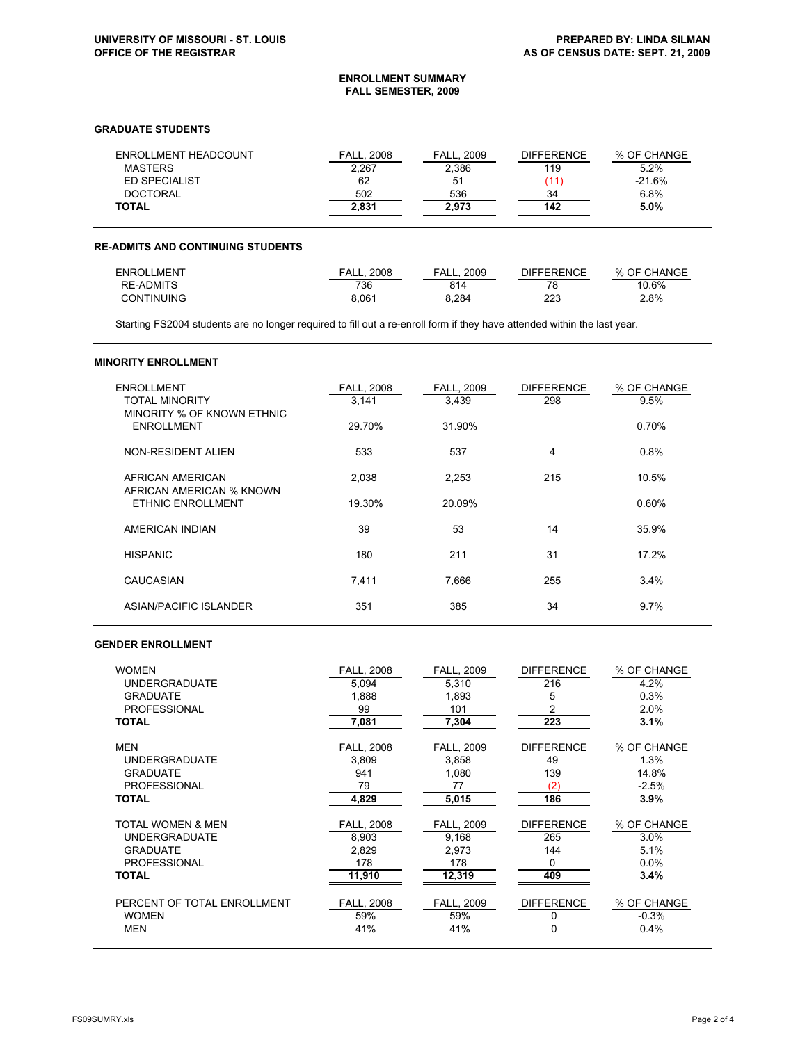UNIVERSITY OF MISSOURI - ST. LOUIS
OFFICE OF THE REGISTRAR

PREPARED BY: LINDA SILMAN
AS OF CENSUS DATE: SEPT. 21, 2009

## ENROLLMENT SUMMARY
## FALL SEMESTER, 2009

### GRADUATE STUDENTS

| ENROLLMENT HEADCOUNT | FALL, 2008 | FALL, 2009 | DIFFERENCE | % OF CHANGE |
|---|---|---|---|---|
| MASTERS | 2,267 | 2,386 | 119 | 5.2% |
| ED SPECIALIST | 62 | 51 | (11) | -21.6% |
| DOCTORAL | 502 | 536 | 34 | 6.8% |
| **TOTAL** | **2,831** | **2,973** | **142** | **5.0%** |

### RE-ADMITS AND CONTINUING STUDENTS

| ENROLLMENT | FALL, 2008 | FALL, 2009 | DIFFERENCE | % OF CHANGE |
|---|---|---|---|---|
| RE-ADMITS | 736 | 814 | 78 | 10.6% |
| CONTINUING | 8,061 | 8,284 | 223 | 2.8% |

Starting FS2004 students are no longer required to fill out a re-enroll form if they have attended within the last year.

### MINORITY ENROLLMENT

| ENROLLMENT | FALL, 2008 | FALL, 2009 | DIFFERENCE | % OF CHANGE |
|---|---|---|---|---|
| TOTAL MINORITY | 3,141 | 3,439 | 298 | 9.5% |
| MINORITY % OF KNOWN ETHNIC ENROLLMENT | 29.70% | 31.90% | | 0.70% |
| NON-RESIDENT ALIEN | 533 | 537 | 4 | 0.8% |
| AFRICAN AMERICAN | 2,038 | 2,253 | 215 | 10.5% |
| AFRICAN AMERICAN % KNOWN ETHNIC ENROLLMENT | 19.30% | 20.09% | | 0.60% |
| AMERICAN INDIAN | 39 | 53 | 14 | 35.9% |
| HISPANIC | 180 | 211 | 31 | 17.2% |
| CAUCASIAN | 7,411 | 7,666 | 255 | 3.4% |
| ASIAN/PACIFIC ISLANDER | 351 | 385 | 34 | 9.7% |

### GENDER ENROLLMENT

| WOMEN | FALL, 2008 | FALL, 2009 | DIFFERENCE | % OF CHANGE |
|---|---|---|---|---|
| UNDERGRADUATE | 5,094 | 5,310 | 216 | 4.2% |
| GRADUATE | 1,888 | 1,893 | 5 | 0.3% |
| PROFESSIONAL | 99 | 101 | 2 | 2.0% |
| **TOTAL** | **7,081** | **7,304** | **223** | **3.1%** |

| MEN | FALL, 2008 | FALL, 2009 | DIFFERENCE | % OF CHANGE |
|---|---|---|---|---|
| UNDERGRADUATE | 3,809 | 3,858 | 49 | 1.3% |
| GRADUATE | 941 | 1,080 | 139 | 14.8% |
| PROFESSIONAL | 79 | 77 | (2) | -2.5% |
| **TOTAL** | **4,829** | **5,015** | **186** | **3.9%** |

| TOTAL WOMEN & MEN | FALL, 2008 | FALL, 2009 | DIFFERENCE | % OF CHANGE |
|---|---|---|---|---|
| UNDERGRADUATE | 8,903 | 9,168 | 265 | 3.0% |
| GRADUATE | 2,829 | 2,973 | 144 | 5.1% |
| PROFESSIONAL | 178 | 178 | 0 | 0.0% |
| **TOTAL** | **11,910** | **12,319** | **409** | **3.4%** |

| PERCENT OF TOTAL ENROLLMENT | FALL, 2008 | FALL, 2009 | DIFFERENCE | % OF CHANGE |
|---|---|---|---|---|
| WOMEN | 59% | 59% | 0 | -0.3% |
| MEN | 41% | 41% | 0 | 0.4% |

FS09SUMRY.xls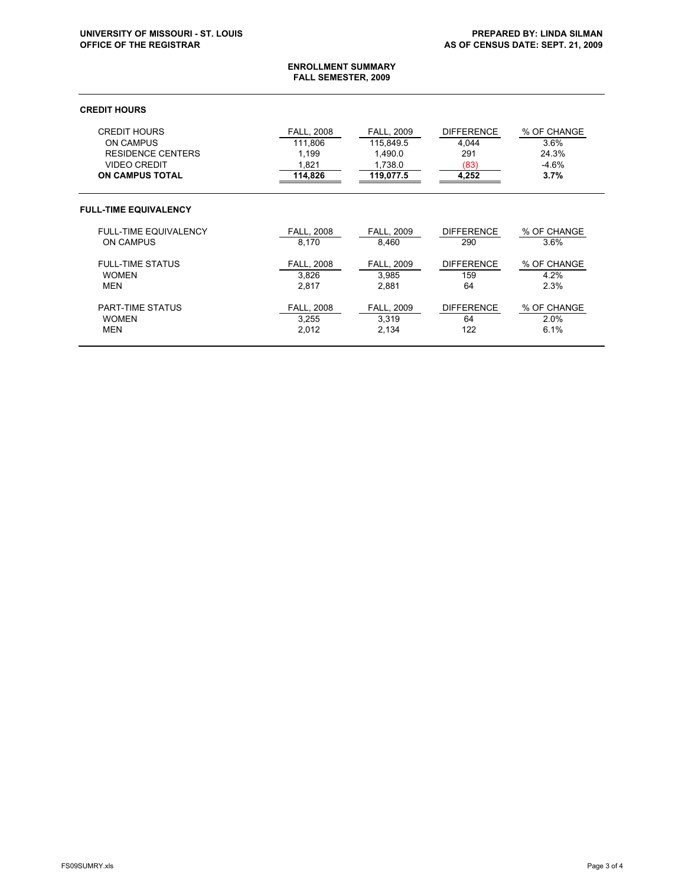UNIVERSITY OF MISSOURI - ST. LOUIS
OFFICE OF THE REGISTRAR

PREPARED BY: LINDA SILMAN
AS OF CENSUS DATE: SEPT. 21, 2009

## ENROLLMENT SUMMARY
### FALL SEMESTER, 2009

### CREDIT HOURS

| CREDIT HOURS | FALL, 2008 | FALL, 2009 | DIFFERENCE | % OF CHANGE |
|---|---|---|---|---|
| ON CAMPUS | 111,806 | 115,849.5 | 4,044 | 3.6% |
| RESIDENCE CENTERS | 1,199 | 1,490.0 | 291 | 24.3% |
| VIDEO CREDIT | 1,821 | 1,738.0 | (83) | -4.6% |
| **ON CAMPUS TOTAL** | **114,826** | **119,077.5** | **4,252** | **3.7%** |

### FULL-TIME EQUIVALENCY

| FULL-TIME EQUIVALENCY | FALL, 2008 | FALL, 2009 | DIFFERENCE | % OF CHANGE |
|---|---|---|---|---|
| ON CAMPUS | 8,170 | 8,460 | 290 | 3.6% |

| FULL-TIME STATUS | FALL, 2008 | FALL, 2009 | DIFFERENCE | % OF CHANGE |
|---|---|---|---|---|
| WOMEN | 3,826 | 3,985 | 159 | 4.2% |
| MEN | 2,817 | 2,881 | 64 | 2.3% |

| PART-TIME STATUS | FALL, 2008 | FALL, 2009 | DIFFERENCE | % OF CHANGE |
|---|---|---|---|---|
| WOMEN | 3,255 | 3,319 | 64 | 2.0% |
| MEN | 2,012 | 2,134 | 122 | 6.1% |